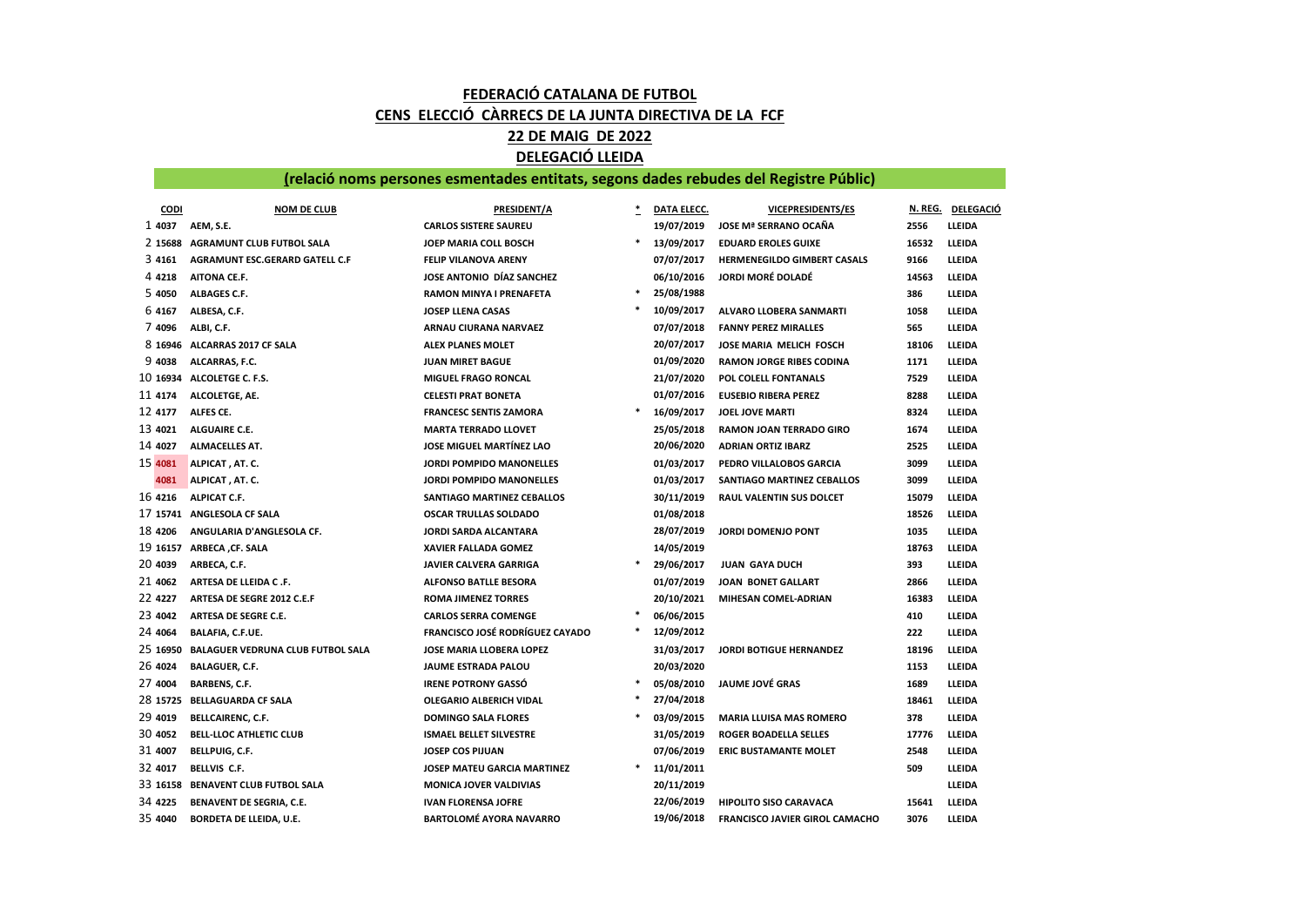# FEDERACIÓ CATALANA DE FUTBOL

## CENS ELECCIÓ CÀRRECS DE LA JUNTA DIRECTIVA DE LA FCF

## 22 DE MAIG DE 2022

## DELEGACIÓ LLEIDA

### (relació noms persones esmentades entitats, segons dades rebudes del Registre Públic)

| | CODI | NOM DE CLUB | PRESIDENT/A | * | DATA ELECC. | VICEPRESIDENTS/ES | N. REG. | DELEGACIÓ |
|---|---|---|---|---|---|---|---|---|
| 1 | 4037 | AEM, S.E. | CARLOS SISTERE SAUREU | | 19/07/2019 | JOSE Mª SERRANO OCAÑA | 2556 | LLEIDA |
| 2 | 15688 | AGRAMUNT CLUB FUTBOL SALA | JOEP MARIA COLL BOSCH | * | 13/09/2017 | EDUARD EROLES GUIXE | 16532 | LLEIDA |
| 3 | 4161 | AGRAMUNT ESC.GERARD GATELL C.F | FELIP VILANOVA ARENY | | 07/07/2017 | HERMENEGILDO GIMBERT CASALS | 9166 | LLEIDA |
| 4 | 4218 | AITONA CE.F. | JOSE ANTONIO DÍAZ SANCHEZ | | 06/10/2016 | JORDI MORÉ DOLADÉ | 14563 | LLEIDA |
| 5 | 4050 | ALBAGES C.F. | RAMON MINYA I PRENAFETA | * | 25/08/1988 | | 386 | LLEIDA |
| 6 | 4167 | ALBESA, C.F. | JOSEP LLENA CASAS | * | 10/09/2017 | ALVARO LLOBERA SANMARTI | 1058 | LLEIDA |
| 7 | 4096 | ALBI, C.F. | ARNAU CIURANA NARVAEZ | | 07/07/2018 | FANNY PEREZ MIRALLES | 565 | LLEIDA |
| 8 | 16946 | ALCARRAS 2017 CF SALA | ALEX PLANES MOLET | | 20/07/2017 | JOSE MARIA MELICH FOSCH | 18106 | LLEIDA |
| 9 | 4038 | ALCARRAS, F.C. | JUAN MIRET BAGUE | | 01/09/2020 | RAMON JORGE RIBES CODINA | 1171 | LLEIDA |
| 10 | 16934 | ALCOLETGE C. F.S. | MIGUEL FRAGO RONCAL | | 21/07/2020 | POL COLELL FONTANALS | 7529 | LLEIDA |
| 11 | 4174 | ALCOLETGE, AE. | CELESTI PRAT BONETA | | 01/07/2016 | EUSEBIO RIBERA PEREZ | 8288 | LLEIDA |
| 12 | 4177 | ALFES CE. | FRANCESC SENTIS ZAMORA | * | 16/09/2017 | JOEL JOVE MARTI | 8324 | LLEIDA |
| 13 | 4021 | ALGUAIRE C.E. | MARTA TERRADO LLOVET | | 25/05/2018 | RAMON JOAN TERRADO GIRO | 1674 | LLEIDA |
| 14 | 4027 | ALMACELLES AT. | JOSE MIGUEL MARTÍNEZ LAO | | 20/06/2020 | ADRIAN ORTIZ IBARZ | 2525 | LLEIDA |
| 15 | 4081 | ALPICAT , AT. C. | JORDI POMPIDO MANONELLES | | 01/03/2017 | PEDRO VILLALOBOS GARCIA | 3099 | LLEIDA |
| | 4081 | ALPICAT , AT. C. | JORDI POMPIDO MANONELLES | | 01/03/2017 | SANTIAGO MARTINEZ CEBALLOS | 3099 | LLEIDA |
| 16 | 4216 | ALPICAT C.F. | SANTIAGO MARTINEZ CEBALLOS | | 30/11/2019 | RAUL VALENTIN SUS DOLCET | 15079 | LLEIDA |
| 17 | 15741 | ANGLESOLA CF SALA | OSCAR TRULLAS SOLDADO | | 01/08/2018 | | 18526 | LLEIDA |
| 18 | 4206 | ANGULARIA D'ANGLESOLA CF. | JORDI SARDA ALCANTARA | | 28/07/2019 | JORDI DOMENJO PONT | 1035 | LLEIDA |
| 19 | 16157 | ARBECA ,CF. SALA | XAVIER FALLADA GOMEZ | | 14/05/2019 | | 18763 | LLEIDA |
| 20 | 4039 | ARBECA, C.F. | JAVIER CALVERA GARRIGA | * | 29/06/2017 | JUAN GAYA DUCH | 393 | LLEIDA |
| 21 | 4062 | ARTESA DE LLEIDA C .F. | ALFONSO BATLLE BESORA | | 01/07/2019 | JOAN BONET GALLART | 2866 | LLEIDA |
| 22 | 4227 | ARTESA DE SEGRE 2012 C.E.F | ROMA JIMENEZ TORRES | | 20/10/2021 | MIHESAN COMEL-ADRIAN | 16383 | LLEIDA |
| 23 | 4042 | ARTESA DE SEGRE C.E. | CARLOS SERRA COMENGE | * | 06/06/2015 | | 410 | LLEIDA |
| 24 | 4064 | BALAFIA, C.F.UE. | FRANCISCO JOSÉ RODRÍGUEZ CAYADO | * | 12/09/2012 | | 222 | LLEIDA |
| 25 | 16950 | BALAGUER VEDRUNA CLUB FUTBOL SALA | JOSE MARIA LLOBERA LOPEZ | | 31/03/2017 | JORDI BOTIGUE HERNANDEZ | 18196 | LLEIDA |
| 26 | 4024 | BALAGUER, C.F. | JAUME ESTRADA PALOU | | 20/03/2020 | | 1153 | LLEIDA |
| 27 | 4004 | BARBENS, C.F. | IRENE POTRONY GASSÓ | * | 05/08/2010 | JAUME JOVÉ GRAS | 1689 | LLEIDA |
| 28 | 15725 | BELLAGUARDA CF SALA | OLEGARIO ALBERICH VIDAL | * | 27/04/2018 | | 18461 | LLEIDA |
| 29 | 4019 | BELLCAIRENC, C.F. | DOMINGO SALA FLORES | * | 03/09/2015 | MARIA LLUISA MAS ROMERO | 378 | LLEIDA |
| 30 | 4052 | BELL-LLOC ATHLETIC CLUB | ISMAEL BELLET SILVESTRE | | 31/05/2019 | ROGER BOADELLA SELLES | 17776 | LLEIDA |
| 31 | 4007 | BELLPUIG, C.F. | JOSEP COS PIJUAN | | 07/06/2019 | ERIC BUSTAMANTE MOLET | 2548 | LLEIDA |
| 32 | 4017 | BELLVIS C.F. | JOSEP MATEU GARCIA MARTINEZ | * | 11/01/2011 | | 509 | LLEIDA |
| 33 | 16158 | BENAVENT CLUB FUTBOL SALA | MONICA JOVER VALDIVIAS | | 20/11/2019 | | | LLEIDA |
| 34 | 4225 | BENAVENT DE SEGRIA, C.E. | IVAN FLORENSA JOFRE | | 22/06/2019 | HIPOLITO SISO CARAVACA | 15641 | LLEIDA |
| 35 | 4040 | BORDETA DE LLEIDA, U.E. | BARTOLOMÉ AYORA NAVARRO | | 19/06/2018 | FRANCISCO JAVIER GIROL CAMACHO | 3076 | LLEIDA |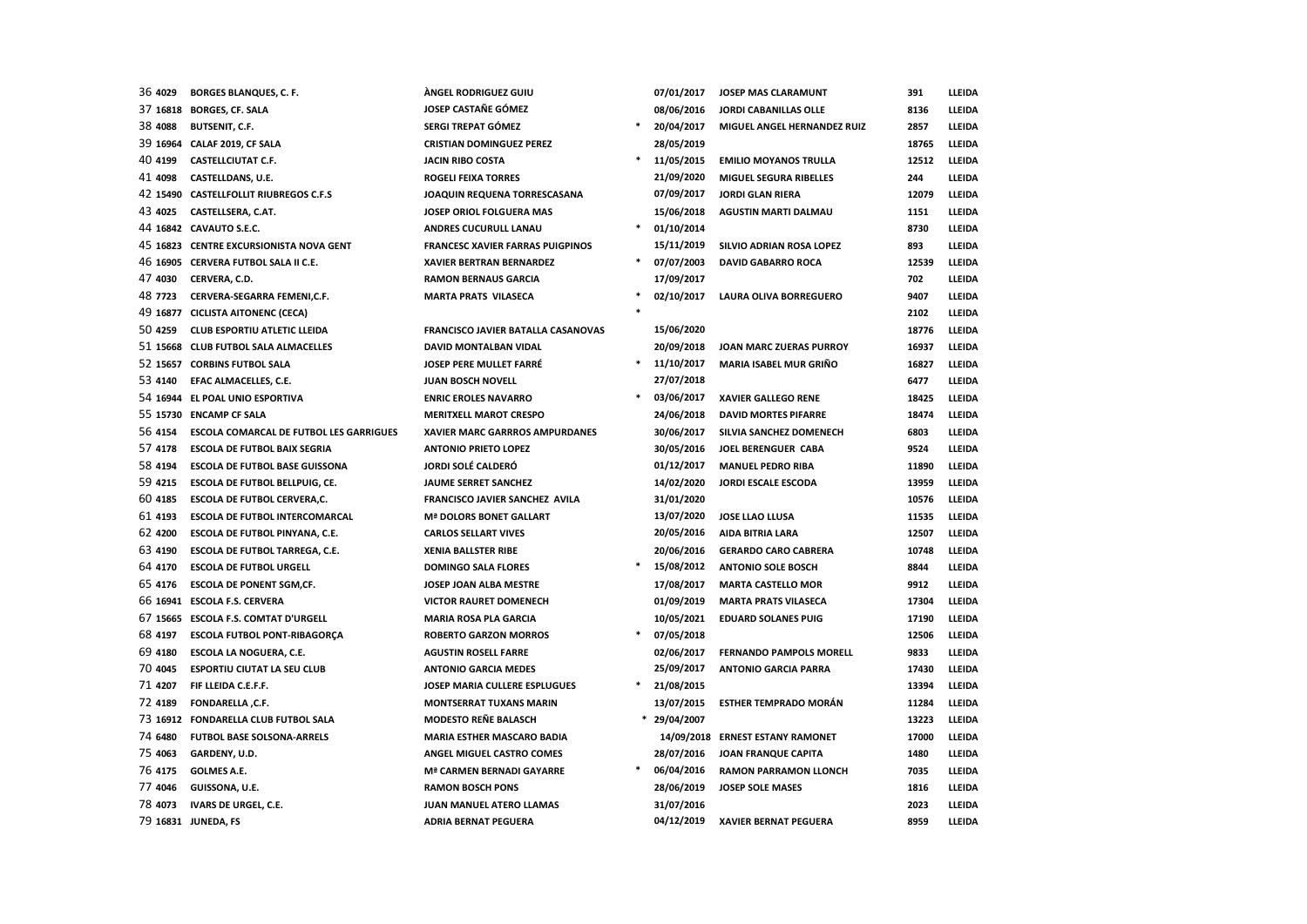| | | | | | | | | |
|---|---|---|---|---|---|---|---|---|
| 36 | 4029 | BORGES BLANQUES, C. F. | ÀNGEL RODRIGUEZ GUIU | | 07/01/2017 | JOSEP MAS CLARAMUNT | 391 | LLEIDA |
| 37 | 16818 | BORGES, CF. SALA | JOSEP CASTAÑE GÓMEZ | | 08/06/2016 | JORDI CABANILLAS OLLE | 8136 | LLEIDA |
| 38 | 4088 | BUTSENIT, C.F. | SERGI TREPAT GÓMEZ | * | 20/04/2017 | MIGUEL ANGEL HERNANDEZ RUIZ | 2857 | LLEIDA |
| 39 | 16964 | CALAF 2019, CF SALA | CRISTIAN DOMINGUEZ PEREZ | | 28/05/2019 | | 18765 | LLEIDA |
| 40 | 4199 | CASTELLCIUTAT C.F. | JACIN RIBO COSTA | * | 11/05/2015 | EMILIO MOYANOS TRULLA | 12512 | LLEIDA |
| 41 | 4098 | CASTELLDANS, U.E. | ROGELI FEIXA TORRES | | 21/09/2020 | MIGUEL SEGURA RIBELLES | 244 | LLEIDA |
| 42 | 15490 | CASTELLFOLLIT RIUBREGOS C.F.S | JOAQUIN REQUENA TORRESCASANA | | 07/09/2017 | JORDI GLAN RIERA | 12079 | LLEIDA |
| 43 | 4025 | CASTELLSERA, C.AT. | JOSEP ORIOL FOLGUERA MAS | | 15/06/2018 | AGUSTIN MARTI DALMAU | 1151 | LLEIDA |
| 44 | 16842 | CAVAUTO S.E.C. | ANDRES CUCURULL LANAU | * | 01/10/2014 | | 8730 | LLEIDA |
| 45 | 16823 | CENTRE EXCURSIONISTA NOVA GENT | FRANCESC XAVIER FARRAS PUIGPINOS | | 15/11/2019 | SILVIO ADRIAN ROSA LOPEZ | 893 | LLEIDA |
| 46 | 16905 | CERVERA FUTBOL SALA II C.E. | XAVIER BERTRAN BERNARDEZ | * | 07/07/2003 | DAVID GABARRO ROCA | 12539 | LLEIDA |
| 47 | 4030 | CERVERA, C.D. | RAMON BERNAUS GARCIA | | 17/09/2017 | | 702 | LLEIDA |
| 48 | 7723 | CERVERA-SEGARRA FEMENI,C.F. | MARTA PRATS VILASECA | * | 02/10/2017 | LAURA OLIVA BORREGUERO | 9407 | LLEIDA |
| 49 | 16877 | CICLISTA AITONENC (CECA) | | * | | | 2102 | LLEIDA |
| 50 | 4259 | CLUB ESPORTIU ATLETIC LLEIDA | FRANCISCO JAVIER BATALLA CASANOVAS | | 15/06/2020 | | 18776 | LLEIDA |
| 51 | 15668 | CLUB FUTBOL SALA ALMACELLES | DAVID MONTALBAN VIDAL | | 20/09/2018 | JOAN MARC ZUERAS PURROY | 16937 | LLEIDA |
| 52 | 15657 | CORBINS FUTBOL SALA | JOSEP PERE MULLET FARRÉ | * | 11/10/2017 | MARIA ISABEL MUR GRIÑO | 16827 | LLEIDA |
| 53 | 4140 | EFAC ALMACELLES, C.E. | JUAN BOSCH NOVELL | | 27/07/2018 | | 6477 | LLEIDA |
| 54 | 16944 | EL POAL UNIO ESPORTIVA | ENRIC EROLES NAVARRO | * | 03/06/2017 | XAVIER GALLEGO RENE | 18425 | LLEIDA |
| 55 | 15730 | ENCAMP CF SALA | MERITXELL MAROT CRESPO | | 24/06/2018 | DAVID MORTES PIFARRE | 18474 | LLEIDA |
| 56 | 4154 | ESCOLA COMARCAL DE FUTBOL LES GARRIGUES | XAVIER MARC GARRROS AMPURDANES | | 30/06/2017 | SILVIA SANCHEZ DOMENECH | 6803 | LLEIDA |
| 57 | 4178 | ESCOLA DE FUTBOL BAIX SEGRIA | ANTONIO PRIETO LOPEZ | | 30/05/2016 | JOEL BERENGUER CABA | 9524 | LLEIDA |
| 58 | 4194 | ESCOLA DE FUTBOL BASE GUISSONA | JORDI SOLÉ CALDERÓ | | 01/12/2017 | MANUEL PEDRO RIBA | 11890 | LLEIDA |
| 59 | 4215 | ESCOLA DE FUTBOL BELLPUIG, CE. | JAUME SERRET SANCHEZ | | 14/02/2020 | JORDI ESCALE ESCODA | 13959 | LLEIDA |
| 60 | 4185 | ESCOLA DE FUTBOL CERVERA,C. | FRANCISCO JAVIER SANCHEZ AVILA | | 31/01/2020 | | 10576 | LLEIDA |
| 61 | 4193 | ESCOLA DE FUTBOL INTERCOMARCAL | Mª DOLORS BONET GALLART | | 13/07/2020 | JOSE LLAO LLUSA | 11535 | LLEIDA |
| 62 | 4200 | ESCOLA DE FUTBOL PINYANA, C.E. | CARLOS SELLART VIVES | | 20/05/2016 | AIDA BITRIA LARA | 12507 | LLEIDA |
| 63 | 4190 | ESCOLA DE FUTBOL TARREGA, C.E. | XENIA BALLSTER RIBE | | 20/06/2016 | GERARDO CARO CABRERA | 10748 | LLEIDA |
| 64 | 4170 | ESCOLA DE FUTBOL URGELL | DOMINGO SALA FLORES | * | 15/08/2012 | ANTONIO SOLE BOSCH | 8844 | LLEIDA |
| 65 | 4176 | ESCOLA DE PONENT SGM,CF. | JOSEP JOAN ALBA MESTRE | | 17/08/2017 | MARTA CASTELLO MOR | 9912 | LLEIDA |
| 66 | 16941 | ESCOLA F.S. CERVERA | VICTOR RAURET DOMENECH | | 01/09/2019 | MARTA PRATS VILASECA | 17304 | LLEIDA |
| 67 | 15665 | ESCOLA F.S. COMTAT D'URGELL | MARIA ROSA PLA GARCIA | | 10/05/2021 | EDUARD SOLANES PUIG | 17190 | LLEIDA |
| 68 | 4197 | ESCOLA FUTBOL PONT-RIBAGORÇA | ROBERTO GARZON MORROS | * | 07/05/2018 | | 12506 | LLEIDA |
| 69 | 4180 | ESCOLA LA NOGUERA, C.E. | AGUSTIN ROSELL FARRE | | 02/06/2017 | FERNANDO PAMPOLS MORELL | 9833 | LLEIDA |
| 70 | 4045 | ESPORTIU CIUTAT LA SEU CLUB | ANTONIO GARCIA MEDES | | 25/09/2017 | ANTONIO GARCIA PARRA | 17430 | LLEIDA |
| 71 | 4207 | FIF LLEIDA C.E.F.F. | JOSEP MARIA CULLERE ESPLUGUES | * | 21/08/2015 | | 13394 | LLEIDA |
| 72 | 4189 | FONDARELLA ,C.F. | MONTSERRAT TUXANS MARIN | | 13/07/2015 | ESTHER TEMPRADO MORÁN | 11284 | LLEIDA |
| 73 | 16912 | FONDARELLA CLUB FUTBOL SALA | MODESTO REÑE BALASCH | * | 29/04/2007 | | 13223 | LLEIDA |
| 74 | 6480 | FUTBOL BASE SOLSONA-ARRELS | MARIA ESTHER MASCARO BADIA | | 14/09/2018 | ERNEST ESTANY RAMONET | 17000 | LLEIDA |
| 75 | 4063 | GARDENY, U.D. | ANGEL MIGUEL CASTRO COMES | | 28/07/2016 | JOAN FRANQUE CAPITA | 1480 | LLEIDA |
| 76 | 4175 | GOLMES A.E. | Mª CARMEN BERNADI GAYARRE | * | 06/04/2016 | RAMON PARRAMON LLONCH | 7035 | LLEIDA |
| 77 | 4046 | GUISSONA, U.E. | RAMON BOSCH PONS | | 28/06/2019 | JOSEP SOLE MASES | 1816 | LLEIDA |
| 78 | 4073 | IVARS DE URGEL, C.E. | JUAN MANUEL ATERO LLAMAS | | 31/07/2016 | | 2023 | LLEIDA |
| 79 | 16831 | JUNEDA, FS | ADRIA BERNAT PEGUERA | | 04/12/2019 | XAVIER BERNAT PEGUERA | 8959 | LLEIDA |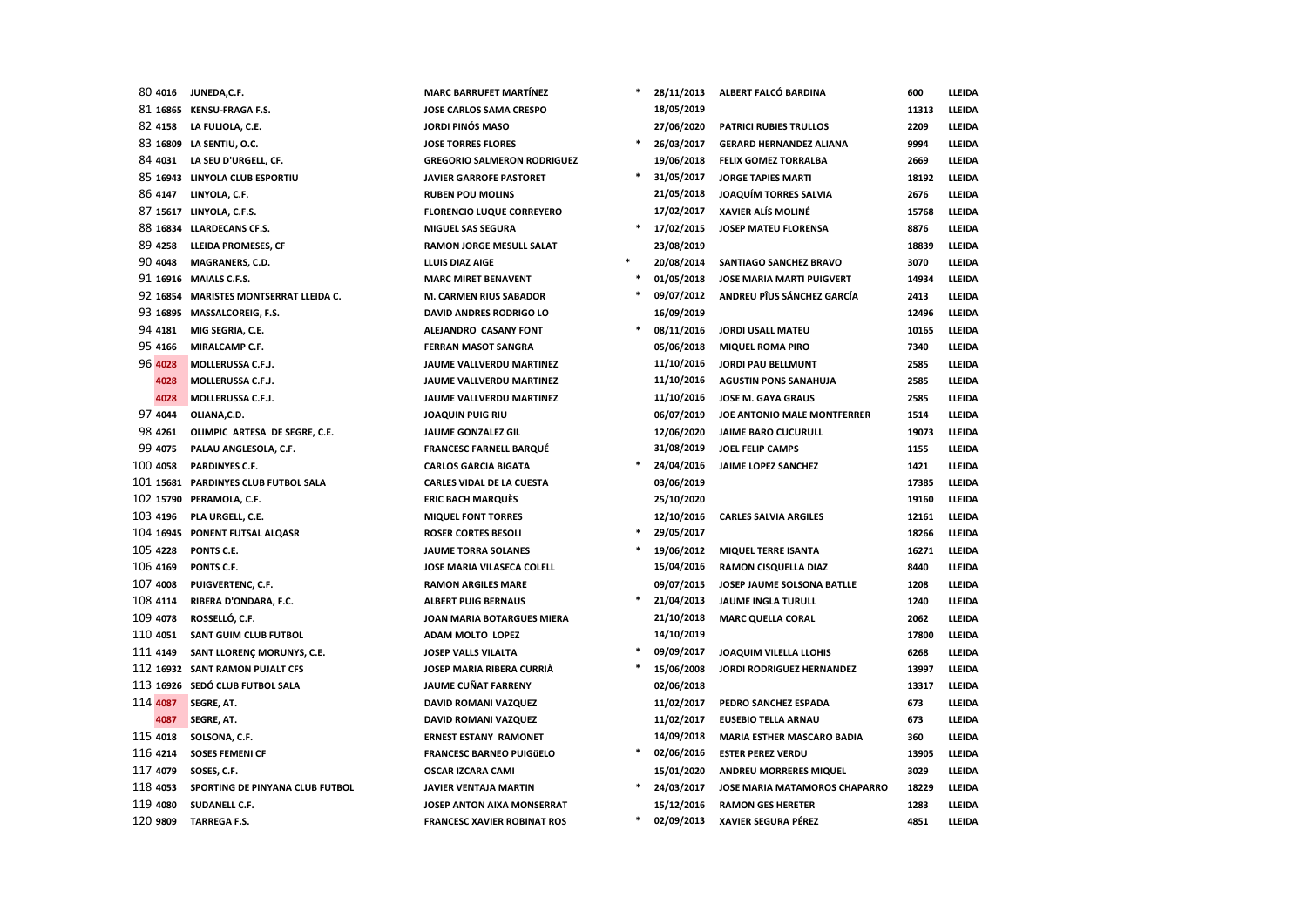| | | | | | | | | |
|---|---|---|---|---|---|---|---|---|
| 80 | 4016 | JUNEDA,C.F. | MARC BARRUFET MARTÍNEZ | * | 28/11/2013 | ALBERT FALCÓ BARDINA | 600 | LLEIDA |
| 81 | 16865 | KENSU-FRAGA F.S. | JOSE CARLOS SAMA CRESPO | | 18/05/2019 | | 11313 | LLEIDA |
| 82 | 4158 | LA FULIOLA, C.E. | JORDI PINÓS MASO | | 27/06/2020 | PATRICI RUBIES TRULLOS | 2209 | LLEIDA |
| 83 | 16809 | LA SENTIU, O.C. | JOSE TORRES FLORES | * | 26/03/2017 | GERARD HERNANDEZ ALIANA | 9994 | LLEIDA |
| 84 | 4031 | LA SEU D'URGELL, CF. | GREGORIO SALMERON RODRIGUEZ | | 19/06/2018 | FELIX GOMEZ TORRALBA | 2669 | LLEIDA |
| 85 | 16943 | LINYOLA CLUB ESPORTIU | JAVIER GARROFE PASTORET | * | 31/05/2017 | JORGE TAPIES MARTI | 18192 | LLEIDA |
| 86 | 4147 | LINYOLA, C.F. | RUBEN POU MOLINS | | 21/05/2018 | JOAQUÍM TORRES SALVIA | 2676 | LLEIDA |
| 87 | 15617 | LINYOLA, C.F.S. | FLORENCIO LUQUE CORREYERO | | 17/02/2017 | XAVIER ALÍS MOLINÉ | 15768 | LLEIDA |
| 88 | 16834 | LLARDECANS CF.S. | MIGUEL SAS SEGURA | * | 17/02/2015 | JOSEP MATEU FLORENSA | 8876 | LLEIDA |
| 89 | 4258 | LLEIDA PROMESES, CF | RAMON JORGE MESULL SALAT | | 23/08/2019 | | 18839 | LLEIDA |
| 90 | 4048 | MAGRANERS, C.D. | LLUIS DIAZ AIGE | * | 20/08/2014 | SANTIAGO SANCHEZ BRAVO | 3070 | LLEIDA |
| 91 | 16916 | MAIALS C.F.S. | MARC MIRET BENAVENT | * | 01/05/2018 | JOSE MARIA MARTI PUIGVERT | 14934 | LLEIDA |
| 92 | 16854 | MARISTES MONTSERRAT LLEIDA C. | M. CARMEN RIUS SABADOR | * | 09/07/2012 | ANDREU PÎUS SÁNCHEZ GARCÍA | 2413 | LLEIDA |
| 93 | 16895 | MASSALCOREIG, F.S. | DAVID ANDRES RODRIGO LO | | 16/09/2019 | | 12496 | LLEIDA |
| 94 | 4181 | MIG SEGRIA, C.E. | ALEJANDRO CASANY FONT | * | 08/11/2016 | JORDI USALL MATEU | 10165 | LLEIDA |
| 95 | 4166 | MIRALCAMP C.F. | FERRAN MASOT SANGRA | | 05/06/2018 | MIQUEL ROMA PIRO | 7340 | LLEIDA |
| 96 | 4028 | MOLLERUSSA C.F.J. | JAUME VALLVERDU MARTINEZ | | 11/10/2016 | JORDI PAU BELLMUNT | 2585 | LLEIDA |
| | 4028 | MOLLERUSSA C.F.J. | JAUME VALLVERDU MARTINEZ | | 11/10/2016 | AGUSTIN PONS SANAHUJA | 2585 | LLEIDA |
| | 4028 | MOLLERUSSA C.F.J. | JAUME VALLVERDU MARTINEZ | | 11/10/2016 | JOSE M. GAYA GRAUS | 2585 | LLEIDA |
| 97 | 4044 | OLIANA,C.D. | JOAQUIN PUIG RIU | | 06/07/2019 | JOE ANTONIO MALE MONTFERRER | 1514 | LLEIDA |
| 98 | 4261 | OLIMPIC ARTESA DE SEGRE, C.E. | JAUME GONZALEZ GIL | | 12/06/2020 | JAIME BARO CUCURULL | 19073 | LLEIDA |
| 99 | 4075 | PALAU ANGLESOLA, C.F. | FRANCESC FARNELL BARQUÉ | | 31/08/2019 | JOEL FELIP CAMPS | 1155 | LLEIDA |
| 100 | 4058 | PARDINYES C.F. | CARLOS GARCIA BIGATA | * | 24/04/2016 | JAIME LOPEZ SANCHEZ | 1421 | LLEIDA |
| 101 | 15681 | PARDINYES CLUB FUTBOL SALA | CARLES VIDAL DE LA CUESTA | | 03/06/2019 | | 17385 | LLEIDA |
| 102 | 15790 | PERAMOLA, C.F. | ERIC BACH MARQUÈS | | 25/10/2020 | | 19160 | LLEIDA |
| 103 | 4196 | PLA URGELL, C.E. | MIQUEL FONT TORRES | | 12/10/2016 | CARLES SALVIA ARGILES | 12161 | LLEIDA |
| 104 | 16945 | PONENT FUTSAL ALQASR | ROSER CORTES BESOLI | * | 29/05/2017 | | 18266 | LLEIDA |
| 105 | 4228 | PONTS C.E. | JAUME TORRA SOLANES | * | 19/06/2012 | MIQUEL TERRE ISANTA | 16271 | LLEIDA |
| 106 | 4169 | PONTS C.F. | JOSE MARIA VILASECA COLELL | | 15/04/2016 | RAMON CISQUELLA DIAZ | 8440 | LLEIDA |
| 107 | 4008 | PUIGVERTENC, C.F. | RAMON ARGILES MARE | | 09/07/2015 | JOSEP JAUME SOLSONA BATLLE | 1208 | LLEIDA |
| 108 | 4114 | RIBERA D'ONDARA, F.C. | ALBERT PUIG BERNAUS | * | 21/04/2013 | JAUME INGLA TURULL | 1240 | LLEIDA |
| 109 | 4078 | ROSSELLÓ, C.F. | JOAN MARIA BOTARGUES MIERA | | 21/10/2018 | MARC QUELLA CORAL | 2062 | LLEIDA |
| 110 | 4051 | SANT GUIM CLUB FUTBOL | ADAM MOLTO LOPEZ | | 14/10/2019 | | 17800 | LLEIDA |
| 111 | 4149 | SANT LLORENÇ MORUNYS, C.E. | JOSEP VALLS VILALTA | * | 09/09/2017 | JOAQUIM VILELLA LLOHIS | 6268 | LLEIDA |
| 112 | 16932 | SANT RAMON PUJALT CFS | JOSEP MARIA RIBERA CURRIÀ | * | 15/06/2008 | JORDI RODRIGUEZ HERNANDEZ | 13997 | LLEIDA |
| 113 | 16926 | SEDÓ CLUB FUTBOL SALA | JAUME CUÑAT FARRENY | | 02/06/2018 | | 13317 | LLEIDA |
| 114 | 4087 | SEGRE, AT. | DAVID ROMANI VAZQUEZ | | 11/02/2017 | PEDRO SANCHEZ ESPADA | 673 | LLEIDA |
| | 4087 | SEGRE, AT. | DAVID ROMANI VAZQUEZ | | 11/02/2017 | EUSEBIO TELLA ARNAU | 673 | LLEIDA |
| 115 | 4018 | SOLSONA, C.F. | ERNEST ESTANY RAMONET | | 14/09/2018 | MARIA ESTHER MASCARO BADIA | 360 | LLEIDA |
| 116 | 4214 | SOSES FEMENI CF | FRANCESC BARNEO PUIGüELO | * | 02/06/2016 | ESTER PEREZ VERDU | 13905 | LLEIDA |
| 117 | 4079 | SOSES, C.F. | OSCAR IZCARA CAMI | | 15/01/2020 | ANDREU MORRERES MIQUEL | 3029 | LLEIDA |
| 118 | 4053 | SPORTING DE PINYANA CLUB FUTBOL | JAVIER VENTAJA MARTIN | * | 24/03/2017 | JOSE MARIA MATAMOROS CHAPARRO | 18229 | LLEIDA |
| 119 | 4080 | SUDANELL C.F. | JOSEP ANTON AIXA MONSERRAT | | 15/12/2016 | RAMON GES HERETER | 1283 | LLEIDA |
| 120 | 9809 | TARREGA F.S. | FRANCESC XAVIER ROBINAT ROS | * | 02/09/2013 | XAVIER SEGURA PÉREZ | 4851 | LLEIDA |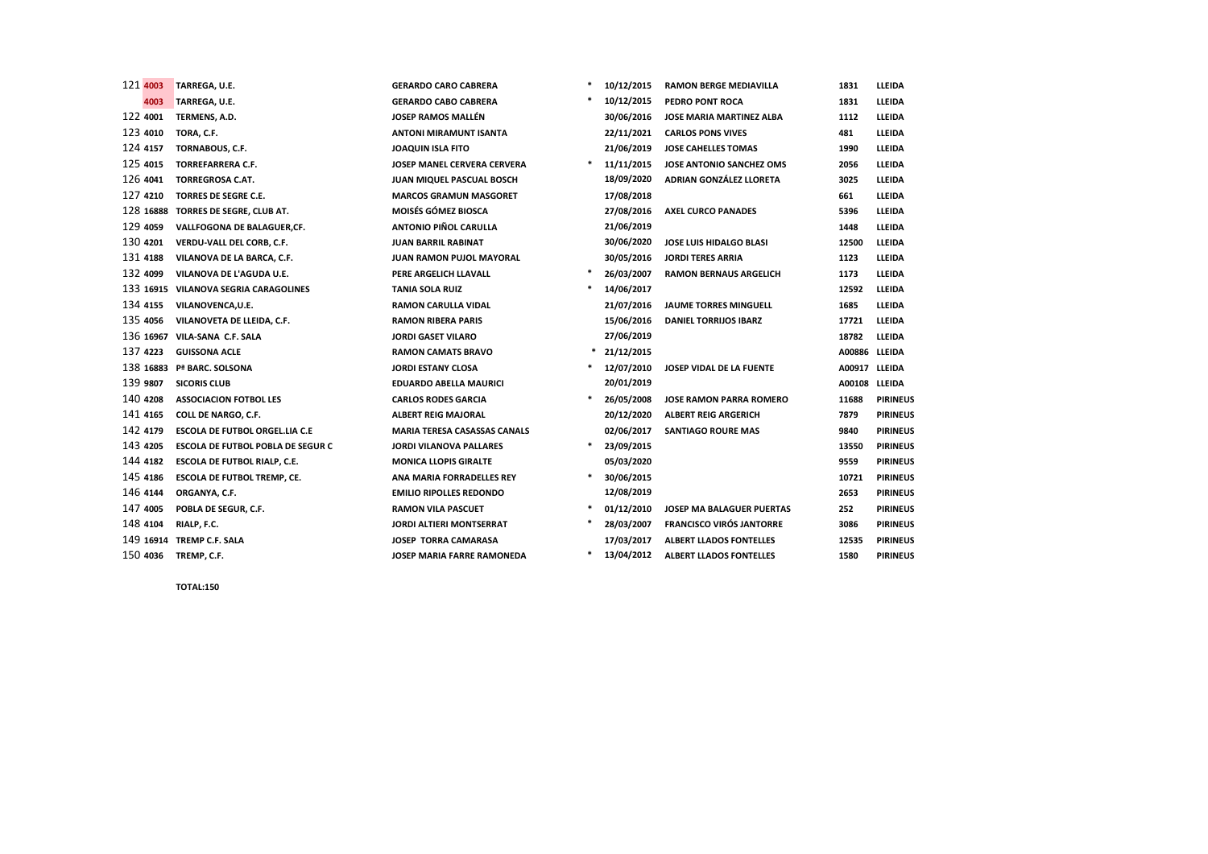| | | | | | | | | |
|---|---|---|---|---|---|---|---|---|
| 121 | 4003 | TARREGA, U.E. | GERARDO CARO CABRERA | * | 10/12/2015 | RAMON BERGE MEDIAVILLA | 1831 | LLEIDA |
| | 4003 | TARREGA, U.E. | GERARDO CABO CABRERA | * | 10/12/2015 | PEDRO PONT ROCA | 1831 | LLEIDA |
| 122 | 4001 | TERMENS, A.D. | JOSEP RAMOS MALLÉN | | 30/06/2016 | JOSE MARIA MARTINEZ ALBA | 1112 | LLEIDA |
| 123 | 4010 | TORA, C.F. | ANTONI MIRAMUNT ISANTA | | 22/11/2021 | CARLOS PONS VIVES | 481 | LLEIDA |
| 124 | 4157 | TORNABOUS, C.F. | JOAQUIN ISLA FITO | | 21/06/2019 | JOSE CAHELLES TOMAS | 1990 | LLEIDA |
| 125 | 4015 | TORREFARRERA C.F. | JOSEP MANEL CERVERA CERVERA | * | 11/11/2015 | JOSE ANTONIO SANCHEZ OMS | 2056 | LLEIDA |
| 126 | 4041 | TORREGROSA C.AT. | JUAN MIQUEL PASCUAL BOSCH | | 18/09/2020 | ADRIAN GONZÁLEZ LLORETA | 3025 | LLEIDA |
| 127 | 4210 | TORRES DE SEGRE C.E. | MARCOS GRAMUN MASGORET | | 17/08/2018 | | 661 | LLEIDA |
| 128 | 16888 | TORRES DE SEGRE, CLUB AT. | MOISÉS GÓMEZ BIOSCA | | 27/08/2016 | AXEL CURCO PANADES | 5396 | LLEIDA |
| 129 | 4059 | VALLFOGONA DE BALAGUER,CF. | ANTONIO PIÑOL CARULLA | | 21/06/2019 | | 1448 | LLEIDA |
| 130 | 4201 | VERDU-VALL DEL CORB, C.F. | JUAN BARRIL RABINAT | | 30/06/2020 | JOSE LUIS HIDALGO BLASI | 12500 | LLEIDA |
| 131 | 4188 | VILANOVA DE LA BARCA, C.F. | JUAN RAMON PUJOL MAYORAL | | 30/05/2016 | JORDI TERES ARRIA | 1123 | LLEIDA |
| 132 | 4099 | VILANOVA DE L'AGUDA U.E. | PERE ARGELICH LLAVALL | * | 26/03/2007 | RAMON BERNAUS ARGELICH | 1173 | LLEIDA |
| 133 | 16915 | VILANOVA SEGRIA CARAGOLINES | TANIA SOLA RUIZ | * | 14/06/2017 | | 12592 | LLEIDA |
| 134 | 4155 | VILANOVENCA,U.E. | RAMON CARULLA VIDAL | | 21/07/2016 | JAUME TORRES MINGUELL | 1685 | LLEIDA |
| 135 | 4056 | VILANOVETA DE LLEIDA, C.F. | RAMON RIBERA PARIS | | 15/06/2016 | DANIEL TORRIJOS IBARZ | 17721 | LLEIDA |
| 136 | 16967 | VILA-SANA C.F. SALA | JORDI GASET VILARO | | 27/06/2019 | | 18782 | LLEIDA |
| 137 | 4223 | GUISSONA ACLE | RAMON CAMATS BRAVO | * | 21/12/2015 | | A00886 | LLEIDA |
| 138 | 16883 | Pª BARC. SOLSONA | JORDI ESTANY CLOSA | * | 12/07/2010 | JOSEP VIDAL DE LA FUENTE | A00917 | LLEIDA |
| 139 | 9807 | SICORIS CLUB | EDUARDO ABELLA MAURICI | | 20/01/2019 | | A00108 | LLEIDA |
| 140 | 4208 | ASSOCIACION FOTBOL LES | CARLOS RODES GARCIA | * | 26/05/2008 | JOSE RAMON PARRA ROMERO | 11688 | PIRINEUS |
| 141 | 4165 | COLL DE NARGO, C.F. | ALBERT REIG MAJORAL | | 20/12/2020 | ALBERT REIG ARGERICH | 7879 | PIRINEUS |
| 142 | 4179 | ESCOLA DE FUTBOL ORGEL.LIA C.E | MARIA TERESA CASASSAS CANALS | | 02/06/2017 | SANTIAGO ROURE MAS | 9840 | PIRINEUS |
| 143 | 4205 | ESCOLA DE FUTBOL POBLA DE SEGUR C | JORDI VILANOVA PALLARES | * | 23/09/2015 | | 13550 | PIRINEUS |
| 144 | 4182 | ESCOLA DE FUTBOL RIALP, C.E. | MONICA LLOPIS GIRALTE | | 05/03/2020 | | 9559 | PIRINEUS |
| 145 | 4186 | ESCOLA DE FUTBOL TREMP, CE. | ANA MARIA FORRADELLES REY | * | 30/06/2015 | | 10721 | PIRINEUS |
| 146 | 4144 | ORGANYA, C.F. | EMILIO RIPOLLES REDONDO | | 12/08/2019 | | 2653 | PIRINEUS |
| 147 | 4005 | POBLA DE SEGUR, C.F. | RAMON VILA PASCUET | * | 01/12/2010 | JOSEP MA BALAGUER PUERTAS | 252 | PIRINEUS |
| 148 | 4104 | RIALP, F.C. | JORDI ALTIERI MONTSERRAT | * | 28/03/2007 | FRANCISCO VIRÓS JANTORRE | 3086 | PIRINEUS |
| 149 | 16914 | TREMP C.F. SALA | JOSEP TORRA CAMARASA | | 17/03/2017 | ALBERT LLADOS FONTELLES | 12535 | PIRINEUS |
| 150 | 4036 | TREMP, C.F. | JOSEP MARIA FARRE RAMONEDA | * | 13/04/2012 | ALBERT LLADOS FONTELLES | 1580 | PIRINEUS |

**TOTAL:150**